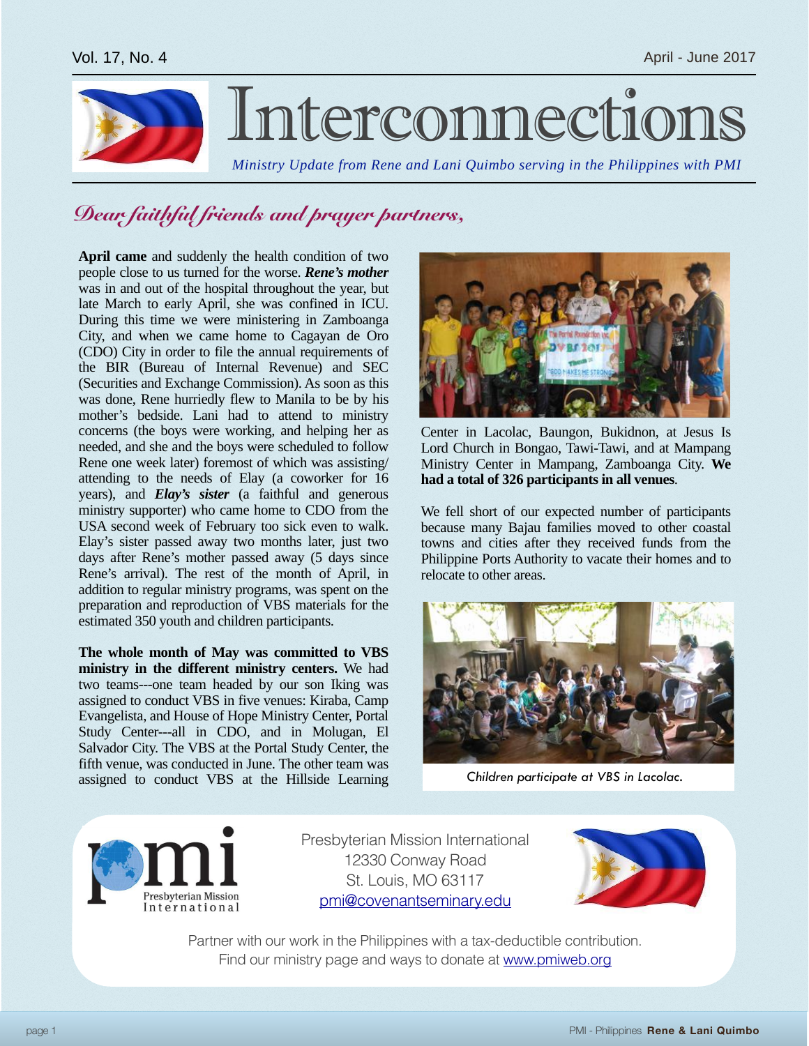# Interconnections

*Ministry Update from Rene and Lani Quimbo serving in the Philippines with PMI*

## *Dear faithful friends and prayer partners,*

**April came** and suddenly the health condition of two people close to us turned for the worse. ***Rene's mother*** was in and out of the hospital throughout the year, but late March to early April, she was confined in ICU. During this time we were ministering in Zamboanga City, and when we came home to Cagayan de Oro (CDO) City in order to file the annual requirements of the BIR (Bureau of Internal Revenue) and SEC (Securities and Exchange Commission). As soon as this was done, Rene hurriedly flew to Manila to be by his mother's bedside. Lani had to attend to ministry concerns (the boys were working, and helping her as needed, and she and the boys were scheduled to follow Rene one week later) foremost of which was assisting/ attending to the needs of Elay (a coworker for 16 years), and ***Elay's sister*** (a faithful and generous ministry supporter) who came home to CDO from the USA second week of February too sick even to walk. Elay's sister passed away two months later, just two days after Rene's mother passed away (5 days since Rene's arrival). The rest of the month of April, in addition to regular ministry programs, was spent on the preparation and reproduction of VBS materials for the estimated 350 youth and children participants.

**The whole month of May was committed to VBS ministry in the different ministry centers.** We had two teams---one team headed by our son Iking was assigned to conduct VBS in five venues: Kiraba, Camp Evangelista, and House of Hope Ministry Center, Portal Study Center---all in CDO, and in Molugan, El Salvador City. The VBS at the Portal Study Center, the fifth venue, was conducted in June. The other team was assigned to conduct VBS at the Hillside Learning Center in Lacolac, Baungon, Bukidnon, at Jesus Is Lord Church in Bongao, Tawi-Tawi, and at Mampang Ministry Center in Mampang, Zamboanga City. **We had a total of 326 participants in all venues**.

We fell short of our expected number of participants because many Bajau families moved to other coastal towns and cities after they received funds from the Philippine Ports Authority to vacate their homes and to relocate to other areas.

*Children participate at VBS in Lacolac.*

Presbyterian Mission International
12330 Conway Road
St. Louis, MO 63117
pmi@covenantseminary.edu

Partner with our work in the Philippines with a tax-deductible contribution.
Find our ministry page and ways to donate at www.pmiweb.org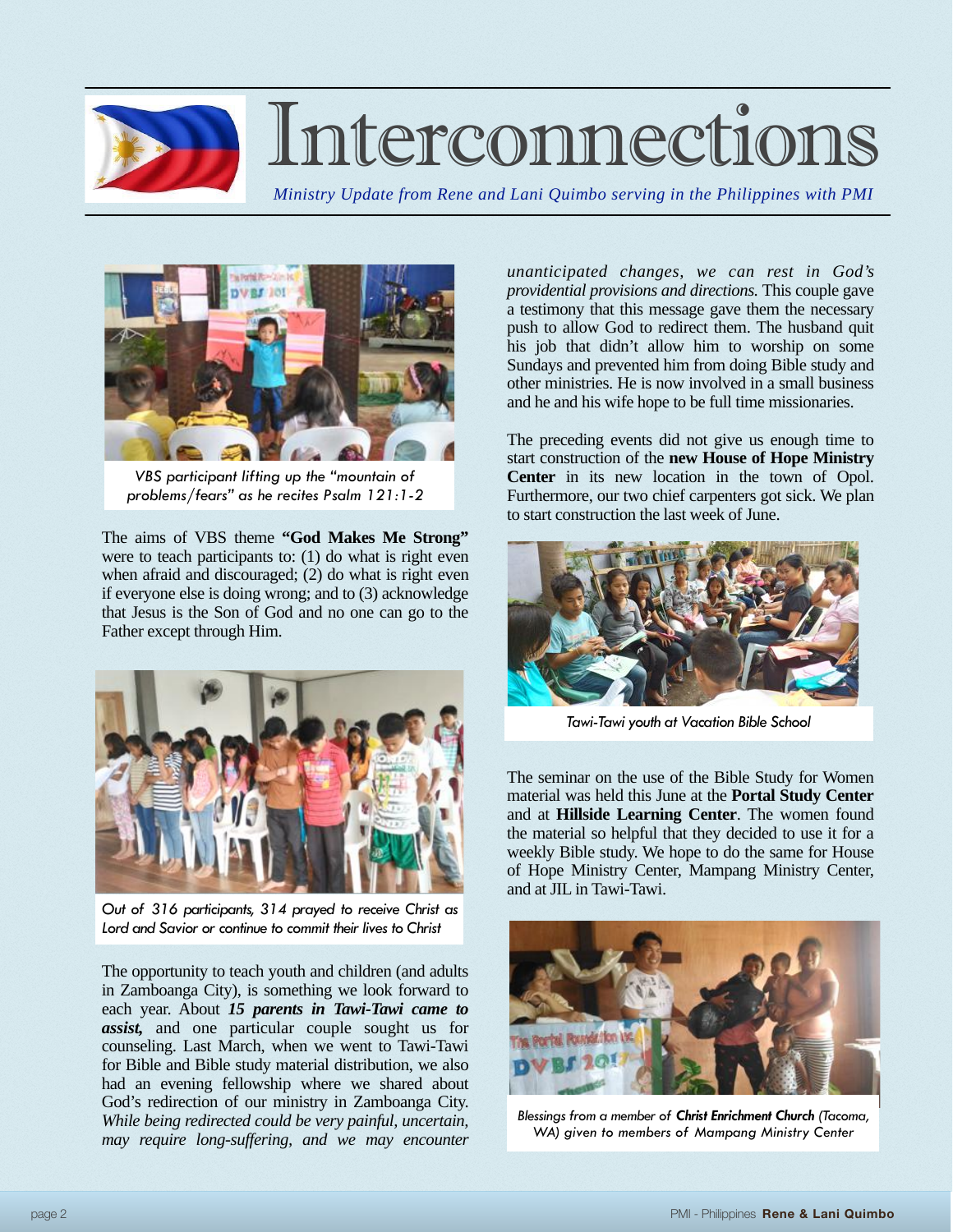# Interconnections

*Ministry Update from Rene and Lani Quimbo serving in the Philippines with PMI*

*VBS participant lifting up the "mountain of problems/fears" as he recites Psalm 121:1-2*

The aims of VBS theme **"God Makes Me Strong"** were to teach participants to: (1) do what is right even when afraid and discouraged; (2) do what is right even if everyone else is doing wrong; and to (3) acknowledge that Jesus is the Son of God and no one can go to the Father except through Him.

*Out of 316 participants, 314 prayed to receive Christ as Lord and Savior or continue to commit their lives to Christ*

The opportunity to teach youth and children (and adults in Zamboanga City), is something we look forward to each year. About ***15 parents in Tawi-Tawi came to assist,*** and one particular couple sought us for counseling. Last March, when we went to Tawi-Tawi for Bible and Bible study material distribution, we also had an evening fellowship where we shared about God's redirection of our ministry in Zamboanga City. *While being redirected could be very painful, uncertain, may require long-suffering, and we may encounter unanticipated changes, we can rest in God's providential provisions and directions.* This couple gave a testimony that this message gave them the necessary push to allow God to redirect them. The husband quit his job that didn't allow him to worship on some Sundays and prevented him from doing Bible study and other ministries. He is now involved in a small business and he and his wife hope to be full time missionaries.

The preceding events did not give us enough time to start construction of the **new House of Hope Ministry Center** in its new location in the town of Opol. Furthermore, our two chief carpenters got sick. We plan to start construction the last week of June.

*Tawi-Tawi youth at Vacation Bible School*

The seminar on the use of the Bible Study for Women material was held this June at the **Portal Study Center** and at **Hillside Learning Center**. The women found the material so helpful that they decided to use it for a weekly Bible study. We hope to do the same for House of Hope Ministry Center, Mampang Ministry Center, and at JIL in Tawi-Tawi.

*Blessings from a member of* ***Christ Enrichment Church*** *(Tacoma, WA) given to members of Mampang Ministry Center*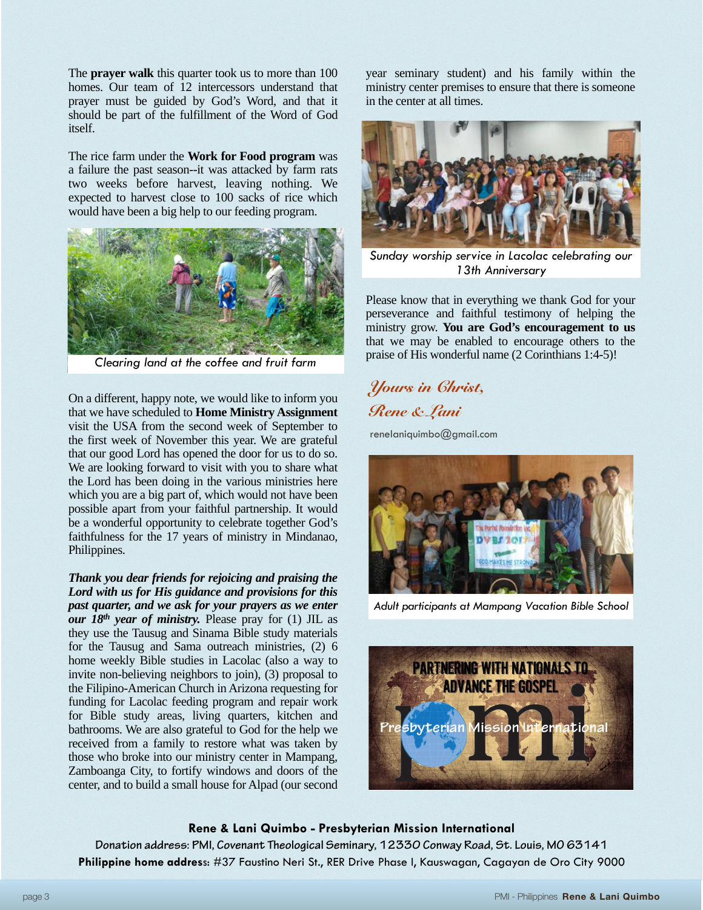The **prayer walk** this quarter took us to more than 100 homes. Our team of 12 intercessors understand that prayer must be guided by God's Word, and that it should be part of the fulfillment of the Word of God itself.

The rice farm under the **Work for Food program** was a failure the past season--it was attacked by farm rats two weeks before harvest, leaving nothing. We expected to harvest close to 100 sacks of rice which would have been a big help to our feeding program.

*Clearing land at the coffee and fruit farm*

On a different, happy note, we would like to inform you that we have scheduled to **Home Ministry Assignment** visit the USA from the second week of September to the first week of November this year. We are grateful that our good Lord has opened the door for us to do so. We are looking forward to visit with you to share what the Lord has been doing in the various ministries here which you are a big part of, which would not have been possible apart from your faithful partnership. It would be a wonderful opportunity to celebrate together God's faithfulness for the 17 years of ministry in Mindanao, Philippines.

***Thank you dear friends for rejoicing and praising the Lord with us for His guidance and provisions for this past quarter, and we ask for your prayers as we enter our 18th year of ministry.*** Please pray for (1) JIL as they use the Tausug and Sinama Bible study materials for the Tausug and Sama outreach ministries, (2) 6 home weekly Bible studies in Lacolac (also a way to invite non-believing neighbors to join), (3) proposal to the Filipino-American Church in Arizona requesting for funding for Lacolac feeding program and repair work for Bible study areas, living quarters, kitchen and bathrooms. We are also grateful to God for the help we received from a family to restore what was taken by those who broke into our ministry center in Mampang, Zamboanga City, to fortify windows and doors of the center, and to build a small house for Alpad (our second year seminary student) and his family within the ministry center premises to ensure that there is someone in the center at all times.

*Sunday worship service in Lacolac celebrating our 13th Anniversary*

Please know that in everything we thank God for your perseverance and faithful testimony of helping the ministry grow. **You are God's encouragement to us** that we may be enabled to encourage others to the praise of His wonderful name (2 Corinthians 1:4-5)!

*Yours in Christ,*

*Rene & Lani*

renelaniquimbo@gmail.com

*Adult participants at Mampang Vacation Bible School*

PARTNERING WITH NATIONALS TO ADVANCE THE GOSPEL

pmi

Presbyterian Mission International

**Rene & Lani Quimbo - Presbyterian Mission International**

Donation address: PMI, Covenant Theological Seminary, 12330 Conway Road, St. Louis, MO 63141

**Philippine home address**: #37 Faustino Neri St., RER Drive Phase I, Kauswagan, Cagayan de Oro City 9000